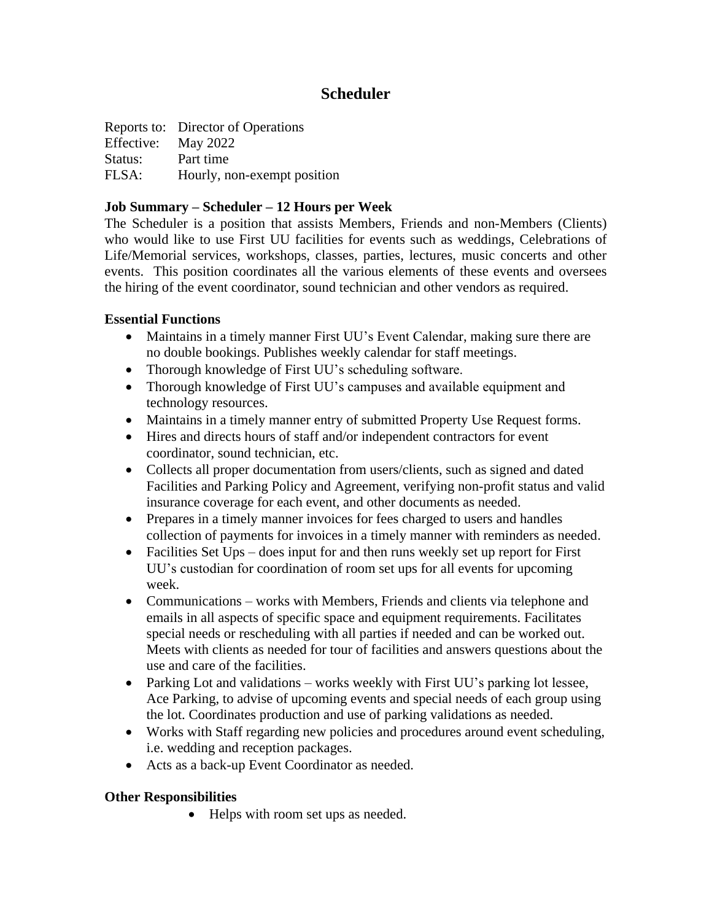# Scheduler

Reports to: Director of Operations
Effective: May 2022
Status: Part time
FLSA: Hourly, non-exempt position

**Job Summary – Scheduler – 12 Hours per Week**

The Scheduler is a position that assists Members, Friends and non-Members (Clients) who would like to use First UU facilities for events such as weddings, Celebrations of Life/Memorial services, workshops, classes, parties, lectures, music concerts and other events. This position coordinates all the various elements of these events and oversees the hiring of the event coordinator, sound technician and other vendors as required.

**Essential Functions**

- Maintains in a timely manner First UU's Event Calendar, making sure there are no double bookings. Publishes weekly calendar for staff meetings.
- Thorough knowledge of First UU's scheduling software.
- Thorough knowledge of First UU's campuses and available equipment and technology resources.
- Maintains in a timely manner entry of submitted Property Use Request forms.
- Hires and directs hours of staff and/or independent contractors for event coordinator, sound technician, etc.
- Collects all proper documentation from users/clients, such as signed and dated Facilities and Parking Policy and Agreement, verifying non-profit status and valid insurance coverage for each event, and other documents as needed.
- Prepares in a timely manner invoices for fees charged to users and handles collection of payments for invoices in a timely manner with reminders as needed.
- Facilities Set Ups – does input for and then runs weekly set up report for First UU's custodian for coordination of room set ups for all events for upcoming week.
- Communications – works with Members, Friends and clients via telephone and emails in all aspects of specific space and equipment requirements. Facilitates special needs or rescheduling with all parties if needed and can be worked out. Meets with clients as needed for tour of facilities and answers questions about the use and care of the facilities.
- Parking Lot and validations – works weekly with First UU's parking lot lessee, Ace Parking, to advise of upcoming events and special needs of each group using the lot. Coordinates production and use of parking validations as needed.
- Works with Staff regarding new policies and procedures around event scheduling, i.e. wedding and reception packages.
- Acts as a back-up Event Coordinator as needed.

**Other Responsibilities**

- Helps with room set ups as needed.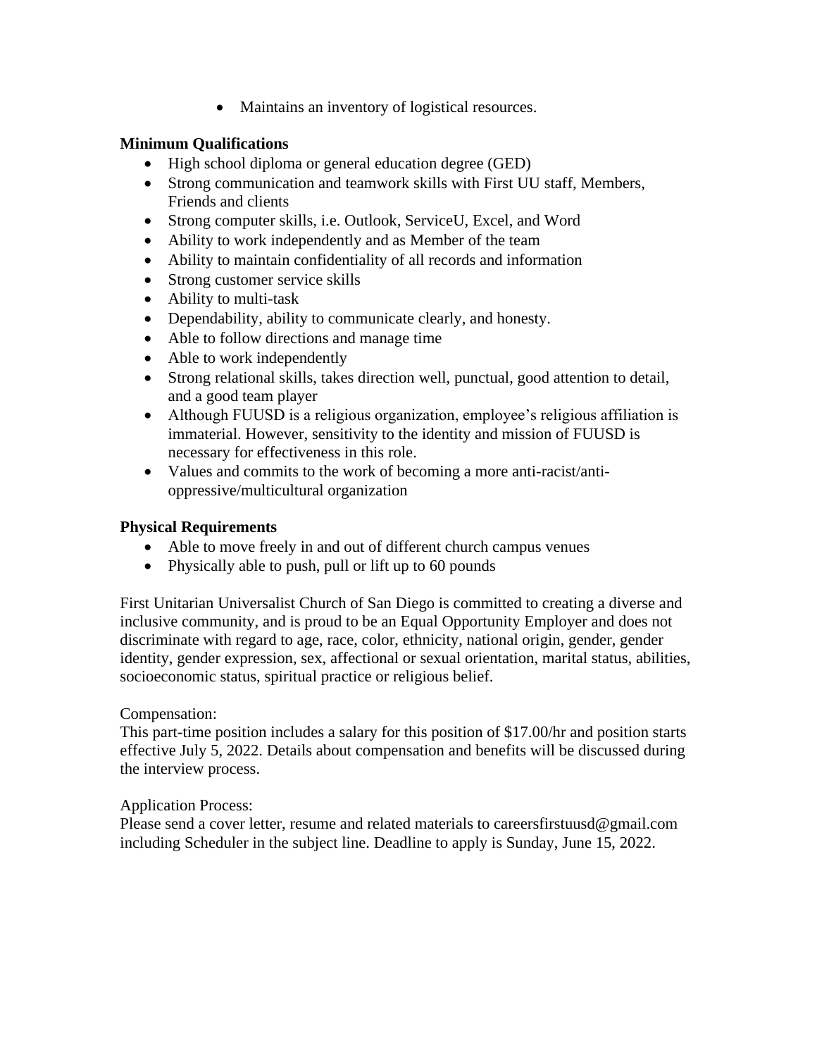- Maintains an inventory of logistical resources.

**Minimum Qualifications**

- High school diploma or general education degree (GED)
- Strong communication and teamwork skills with First UU staff, Members, Friends and clients
- Strong computer skills, i.e. Outlook, ServiceU, Excel, and Word
- Ability to work independently and as Member of the team
- Ability to maintain confidentiality of all records and information
- Strong customer service skills
- Ability to multi-task
- Dependability, ability to communicate clearly, and honesty.
- Able to follow directions and manage time
- Able to work independently
- Strong relational skills, takes direction well, punctual, good attention to detail, and a good team player
- Although FUUSD is a religious organization, employee's religious affiliation is immaterial. However, sensitivity to the identity and mission of FUUSD is necessary for effectiveness in this role.
- Values and commits to the work of becoming a more anti-racist/anti-oppressive/multicultural organization

**Physical Requirements**

- Able to move freely in and out of different church campus venues
- Physically able to push, pull or lift up to 60 pounds

First Unitarian Universalist Church of San Diego is committed to creating a diverse and inclusive community, and is proud to be an Equal Opportunity Employer and does not discriminate with regard to age, race, color, ethnicity, national origin, gender, gender identity, gender expression, sex, affectional or sexual orientation, marital status, abilities, socioeconomic status, spiritual practice or religious belief.

Compensation:
This part-time position includes a salary for this position of $17.00/hr and position starts effective July 5, 2022. Details about compensation and benefits will be discussed during the interview process.

Application Process:
Please send a cover letter, resume and related materials to careersfirstuusd@gmail.com including Scheduler in the subject line. Deadline to apply is Sunday, June 15, 2022.